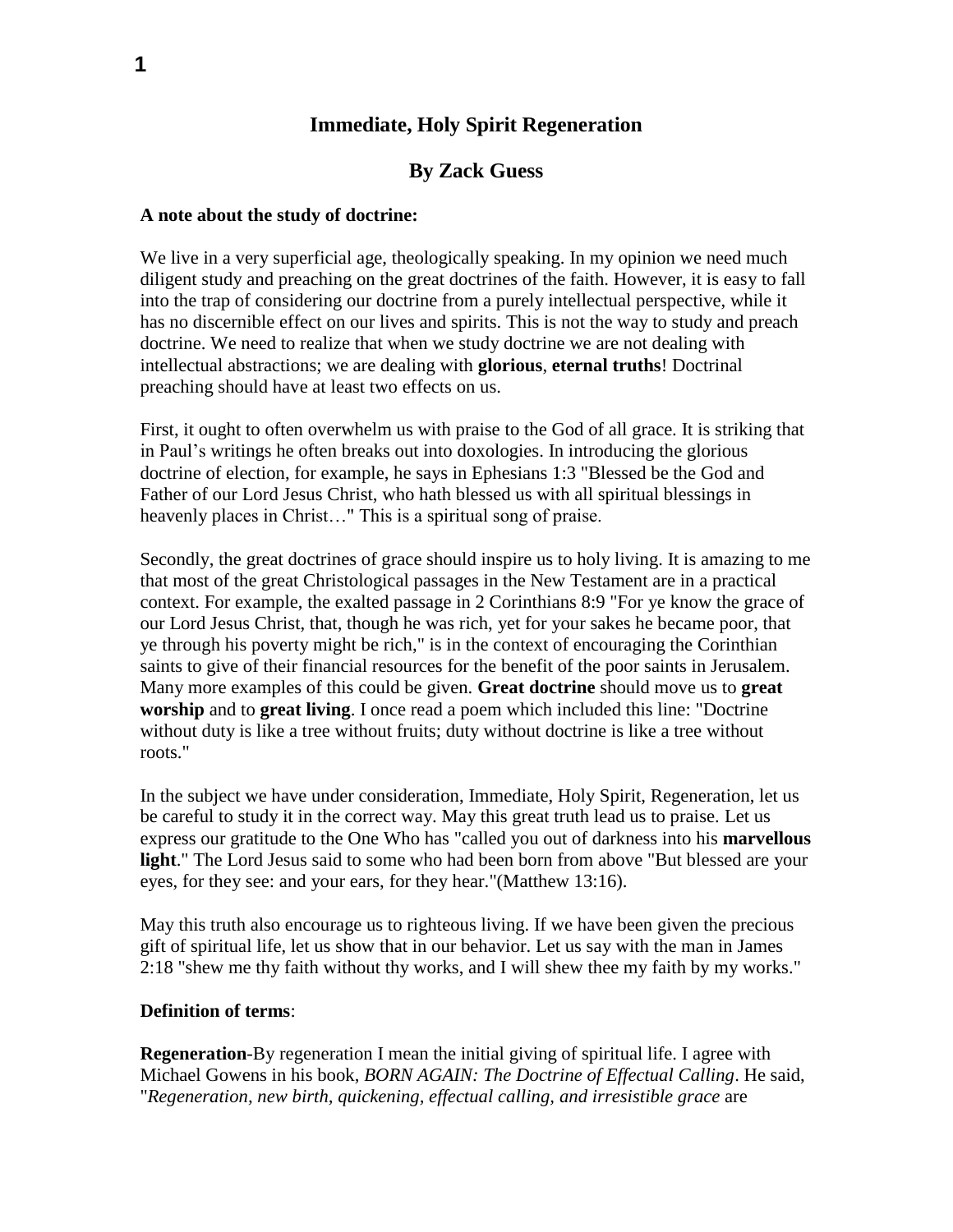# Immediate, Holy Spirit Regeneration

## By Zack Guess

**A note about the study of doctrine:**

We live in a very superficial age, theologically speaking. In my opinion we need much diligent study and preaching on the great doctrines of the faith. However, it is easy to fall into the trap of considering our doctrine from a purely intellectual perspective, while it has no discernible effect on our lives and spirits. This is not the way to study and preach doctrine. We need to realize that when we study doctrine we are not dealing with intellectual abstractions; we are dealing with **glorious**, **eternal truths**! Doctrinal preaching should have at least two effects on us.

First, it ought to often overwhelm us with praise to the God of all grace. It is striking that in Paul's writings he often breaks out into doxologies. In introducing the glorious doctrine of election, for example, he says in Ephesians 1:3 "Blessed be the God and Father of our Lord Jesus Christ, who hath blessed us with all spiritual blessings in heavenly places in Christ…" This is a spiritual song of praise.

Secondly, the great doctrines of grace should inspire us to holy living. It is amazing to me that most of the great Christological passages in the New Testament are in a practical context. For example, the exalted passage in 2 Corinthians 8:9 "For ye know the grace of our Lord Jesus Christ, that, though he was rich, yet for your sakes he became poor, that ye through his poverty might be rich," is in the context of encouraging the Corinthian saints to give of their financial resources for the benefit of the poor saints in Jerusalem. Many more examples of this could be given. **Great doctrine** should move us to **great worship** and to **great living**. I once read a poem which included this line: "Doctrine without duty is like a tree without fruits; duty without doctrine is like a tree without roots."

In the subject we have under consideration, Immediate, Holy Spirit, Regeneration, let us be careful to study it in the correct way. May this great truth lead us to praise. Let us express our gratitude to the One Who has "called you out of darkness into his **marvellous light**." The Lord Jesus said to some who had been born from above "But blessed are your eyes, for they see: and your ears, for they hear."(Matthew 13:16).

May this truth also encourage us to righteous living. If we have been given the precious gift of spiritual life, let us show that in our behavior. Let us say with the man in James 2:18 "shew me thy faith without thy works, and I will shew thee my faith by my works."

**Definition of terms**:

**Regeneration**-By regeneration I mean the initial giving of spiritual life. I agree with Michael Gowens in his book, *BORN AGAIN: The Doctrine of Effectual Calling*. He said, "*Regeneration, new birth, quickening, effectual calling, and irresistible grace* are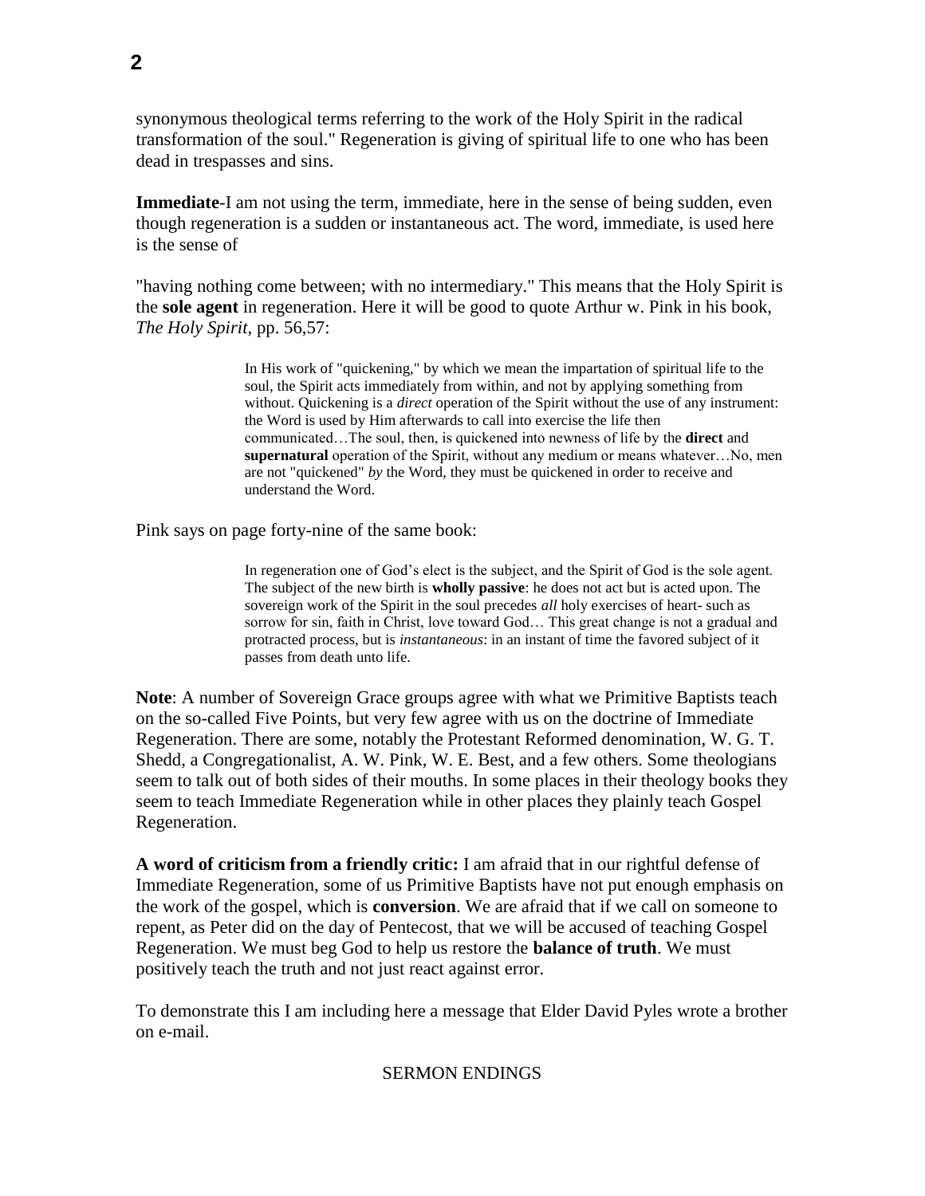synonymous theological terms referring to the work of the Holy Spirit in the radical transformation of the soul." Regeneration is giving of spiritual life to one who has been dead in trespasses and sins.

**Immediate**-I am not using the term, immediate, here in the sense of being sudden, even though regeneration is a sudden or instantaneous act. The word, immediate, is used here is the sense of

"having nothing come between; with no intermediary." This means that the Holy Spirit is the **sole agent** in regeneration. Here it will be good to quote Arthur w. Pink in his book, *The Holy Spirit*, pp. 56,57:

> In His work of "quickening," by which we mean the impartation of spiritual life to the soul, the Spirit acts immediately from within, and not by applying something from without. Quickening is a *direct* operation of the Spirit without the use of any instrument: the Word is used by Him afterwards to call into exercise the life then communicated…The soul, then, is quickened into newness of life by the **direct** and **supernatural** operation of the Spirit, without any medium or means whatever…No, men are not "quickened" *by* the Word, they must be quickened in order to receive and understand the Word.

Pink says on page forty-nine of the same book:

> In regeneration one of God's elect is the subject, and the Spirit of God is the sole agent. The subject of the new birth is **wholly passive**: he does not act but is acted upon. The sovereign work of the Spirit in the soul precedes *all* holy exercises of heart- such as sorrow for sin, faith in Christ, love toward God… This great change is not a gradual and protracted process, but is *instantaneous*: in an instant of time the favored subject of it passes from death unto life.

**Note**: A number of Sovereign Grace groups agree with what we Primitive Baptists teach on the so-called Five Points, but very few agree with us on the doctrine of Immediate Regeneration. There are some, notably the Protestant Reformed denomination, W. G. T. Shedd, a Congregationalist, A. W. Pink, W. E. Best, and a few others. Some theologians seem to talk out of both sides of their mouths. In some places in their theology books they seem to teach Immediate Regeneration while in other places they plainly teach Gospel Regeneration.

**A word of criticism from a friendly critic:** I am afraid that in our rightful defense of Immediate Regeneration, some of us Primitive Baptists have not put enough emphasis on the work of the gospel, which is **conversion**. We are afraid that if we call on someone to repent, as Peter did on the day of Pentecost, that we will be accused of teaching Gospel Regeneration. We must beg God to help us restore the **balance of truth**. We must positively teach the truth and not just react against error.

To demonstrate this I am including here a message that Elder David Pyles wrote a brother on e-mail.

SERMON ENDINGS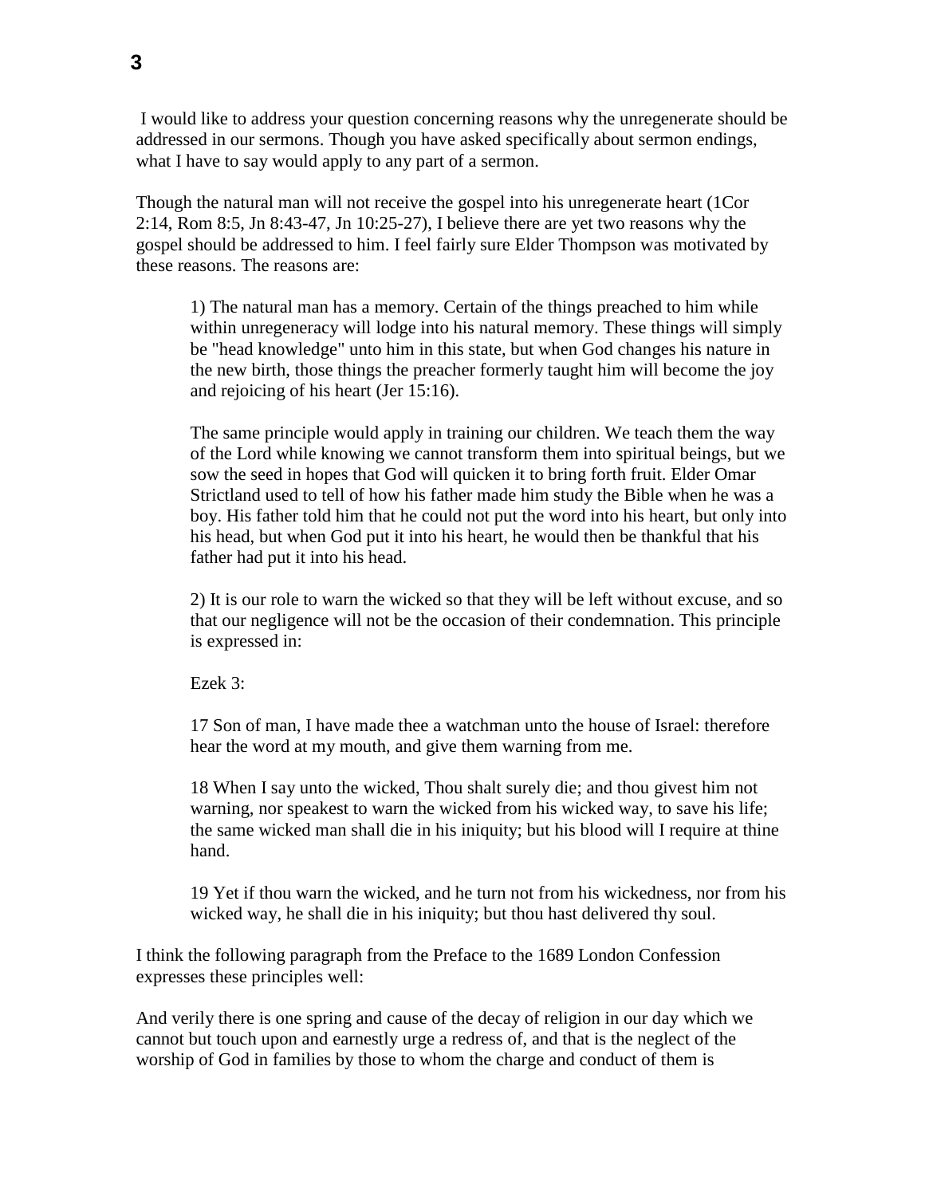I would like to address your question concerning reasons why the unregenerate should be addressed in our sermons. Though you have asked specifically about sermon endings, what I have to say would apply to any part of a sermon.

Though the natural man will not receive the gospel into his unregenerate heart (1Cor 2:14, Rom 8:5, Jn 8:43-47, Jn 10:25-27), I believe there are yet two reasons why the gospel should be addressed to him. I feel fairly sure Elder Thompson was motivated by these reasons. The reasons are:

> 1) The natural man has a memory. Certain of the things preached to him while within unregeneracy will lodge into his natural memory. These things will simply be "head knowledge" unto him in this state, but when God changes his nature in the new birth, those things the preacher formerly taught him will become the joy and rejoicing of his heart (Jer 15:16).
>
> The same principle would apply in training our children. We teach them the way of the Lord while knowing we cannot transform them into spiritual beings, but we sow the seed in hopes that God will quicken it to bring forth fruit. Elder Omar Strictland used to tell of how his father made him study the Bible when he was a boy. His father told him that he could not put the word into his heart, but only into his head, but when God put it into his heart, he would then be thankful that his father had put it into his head.
>
> 2) It is our role to warn the wicked so that they will be left without excuse, and so that our negligence will not be the occasion of their condemnation. This principle is expressed in:
>
> Ezek 3:
>
> 17 Son of man, I have made thee a watchman unto the house of Israel: therefore hear the word at my mouth, and give them warning from me.
>
> 18 When I say unto the wicked, Thou shalt surely die; and thou givest him not warning, nor speakest to warn the wicked from his wicked way, to save his life; the same wicked man shall die in his iniquity; but his blood will I require at thine hand.
>
> 19 Yet if thou warn the wicked, and he turn not from his wickedness, nor from his wicked way, he shall die in his iniquity; but thou hast delivered thy soul.

I think the following paragraph from the Preface to the 1689 London Confession expresses these principles well:

And verily there is one spring and cause of the decay of religion in our day which we cannot but touch upon and earnestly urge a redress of, and that is the neglect of the worship of God in families by those to whom the charge and conduct of them is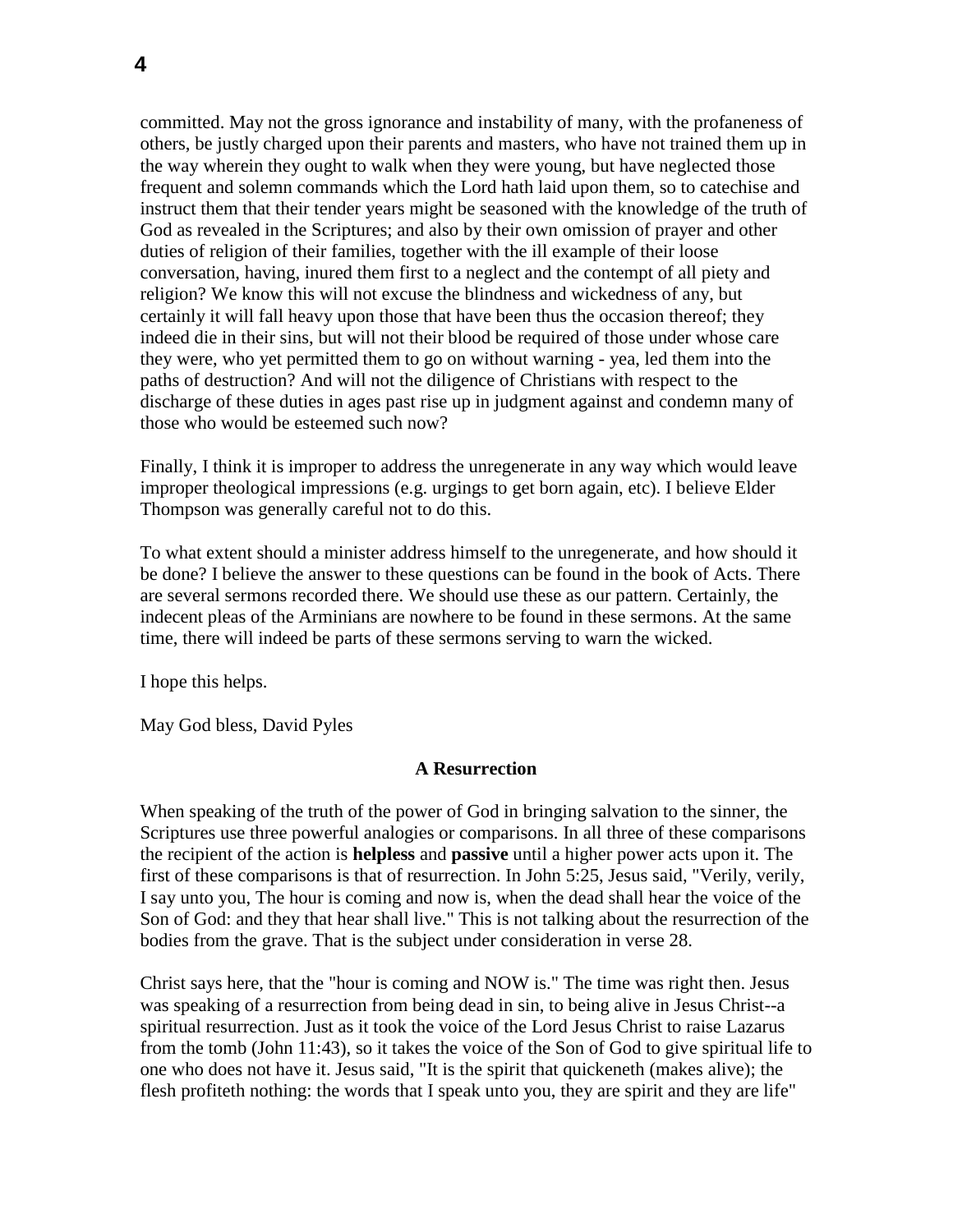committed. May not the gross ignorance and instability of many, with the profaneness of others, be justly charged upon their parents and masters, who have not trained them up in the way wherein they ought to walk when they were young, but have neglected those frequent and solemn commands which the Lord hath laid upon them, so to catechise and instruct them that their tender years might be seasoned with the knowledge of the truth of God as revealed in the Scriptures; and also by their own omission of prayer and other duties of religion of their families, together with the ill example of their loose conversation, having, inured them first to a neglect and the contempt of all piety and religion? We know this will not excuse the blindness and wickedness of any, but certainly it will fall heavy upon those that have been thus the occasion thereof; they indeed die in their sins, but will not their blood be required of those under whose care they were, who yet permitted them to go on without warning - yea, led them into the paths of destruction? And will not the diligence of Christians with respect to the discharge of these duties in ages past rise up in judgment against and condemn many of those who would be esteemed such now?

Finally, I think it is improper to address the unregenerate in any way which would leave improper theological impressions (e.g. urgings to get born again, etc). I believe Elder Thompson was generally careful not to do this.

To what extent should a minister address himself to the unregenerate, and how should it be done? I believe the answer to these questions can be found in the book of Acts. There are several sermons recorded there. We should use these as our pattern. Certainly, the indecent pleas of the Arminians are nowhere to be found in these sermons. At the same time, there will indeed be parts of these sermons serving to warn the wicked.

I hope this helps.

May God bless, David Pyles

### A Resurrection

When speaking of the truth of the power of God in bringing salvation to the sinner, the Scriptures use three powerful analogies or comparisons. In all three of these comparisons the recipient of the action is **helpless** and **passive** until a higher power acts upon it. The first of these comparisons is that of resurrection. In John 5:25, Jesus said, "Verily, verily, I say unto you, The hour is coming and now is, when the dead shall hear the voice of the Son of God: and they that hear shall live." This is not talking about the resurrection of the bodies from the grave. That is the subject under consideration in verse 28.

Christ says here, that the "hour is coming and NOW is." The time was right then. Jesus was speaking of a resurrection from being dead in sin, to being alive in Jesus Christ--a spiritual resurrection. Just as it took the voice of the Lord Jesus Christ to raise Lazarus from the tomb (John 11:43), so it takes the voice of the Son of God to give spiritual life to one who does not have it. Jesus said, "It is the spirit that quickeneth (makes alive); the flesh profiteth nothing: the words that I speak unto you, they are spirit and they are life"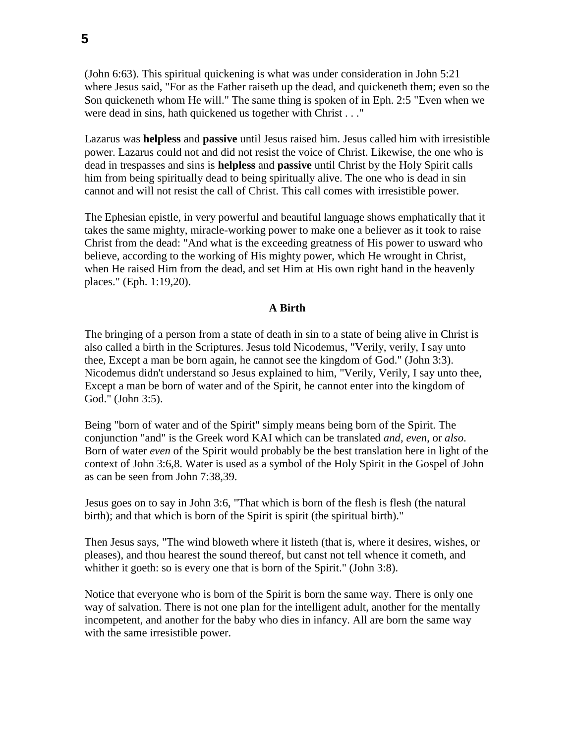(John 6:63). This spiritual quickening is what was under consideration in John 5:21 where Jesus said, "For as the Father raiseth up the dead, and quickeneth them; even so the Son quickeneth whom He will." The same thing is spoken of in Eph. 2:5 "Even when we were dead in sins, hath quickened us together with Christ . . ."

Lazarus was **helpless** and **passive** until Jesus raised him. Jesus called him with irresistible power. Lazarus could not and did not resist the voice of Christ. Likewise, the one who is dead in trespasses and sins is **helpless** and **passive** until Christ by the Holy Spirit calls him from being spiritually dead to being spiritually alive. The one who is dead in sin cannot and will not resist the call of Christ. This call comes with irresistible power.

The Ephesian epistle, in very powerful and beautiful language shows emphatically that it takes the same mighty, miracle-working power to make one a believer as it took to raise Christ from the dead: "And what is the exceeding greatness of His power to usward who believe, according to the working of His mighty power, which He wrought in Christ, when He raised Him from the dead, and set Him at His own right hand in the heavenly places." (Eph. 1:19,20).

### A Birth

The bringing of a person from a state of death in sin to a state of being alive in Christ is also called a birth in the Scriptures. Jesus told Nicodemus, "Verily, verily, I say unto thee, Except a man be born again, he cannot see the kingdom of God." (John 3:3). Nicodemus didn't understand so Jesus explained to him, "Verily, Verily, I say unto thee, Except a man be born of water and of the Spirit, he cannot enter into the kingdom of God." (John 3:5).

Being "born of water and of the Spirit" simply means being born of the Spirit. The conjunction "and" is the Greek word KAI which can be translated *and*, *even*, or *also*. Born of water *even* of the Spirit would probably be the best translation here in light of the context of John 3:6,8. Water is used as a symbol of the Holy Spirit in the Gospel of John as can be seen from John 7:38,39.

Jesus goes on to say in John 3:6, "That which is born of the flesh is flesh (the natural birth); and that which is born of the Spirit is spirit (the spiritual birth)."

Then Jesus says, "The wind bloweth where it listeth (that is, where it desires, wishes, or pleases), and thou hearest the sound thereof, but canst not tell whence it cometh, and whither it goeth: so is every one that is born of the Spirit." (John 3:8).

Notice that everyone who is born of the Spirit is born the same way. There is only one way of salvation. There is not one plan for the intelligent adult, another for the mentally incompetent, and another for the baby who dies in infancy. All are born the same way with the same irresistible power.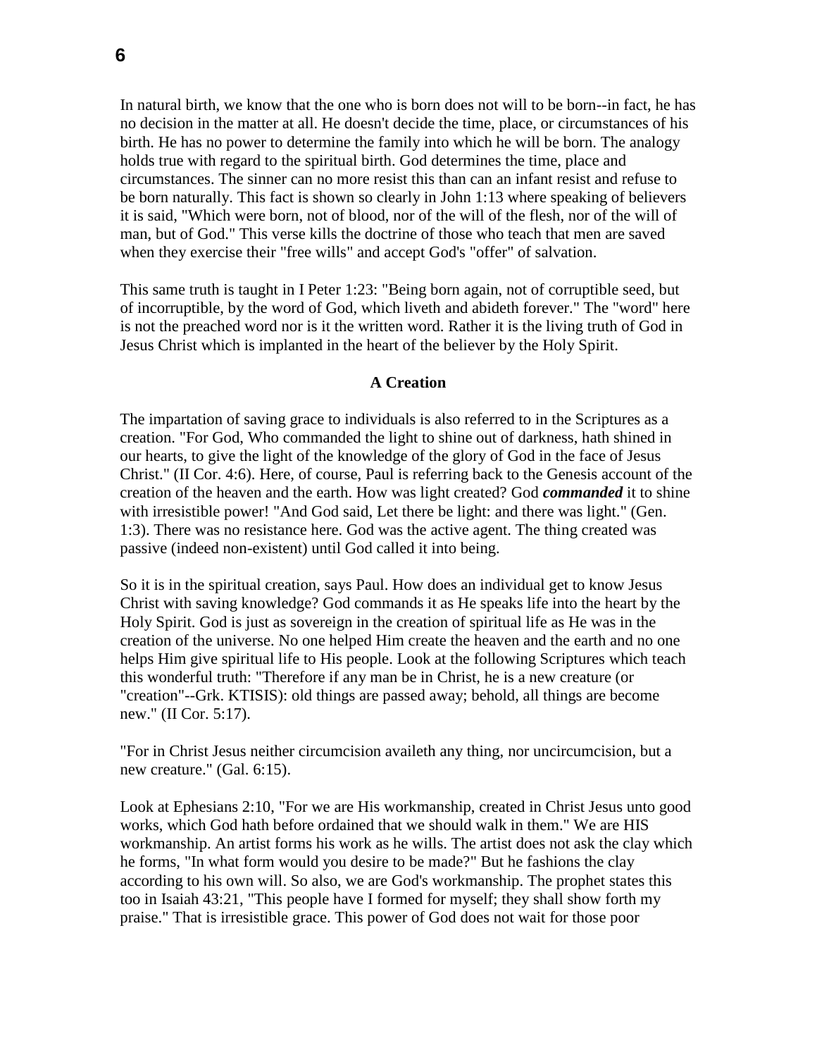In natural birth, we know that the one who is born does not will to be born--in fact, he has no decision in the matter at all. He doesn't decide the time, place, or circumstances of his birth. He has no power to determine the family into which he will be born. The analogy holds true with regard to the spiritual birth. God determines the time, place and circumstances. The sinner can no more resist this than can an infant resist and refuse to be born naturally. This fact is shown so clearly in John 1:13 where speaking of believers it is said, "Which were born, not of blood, nor of the will of the flesh, nor of the will of man, but of God." This verse kills the doctrine of those who teach that men are saved when they exercise their "free wills" and accept God's "offer" of salvation.

This same truth is taught in I Peter 1:23: "Being born again, not of corruptible seed, but of incorruptible, by the word of God, which liveth and abideth forever." The "word" here is not the preached word nor is it the written word. Rather it is the living truth of God in Jesus Christ which is implanted in the heart of the believer by the Holy Spirit.

### A Creation

The impartation of saving grace to individuals is also referred to in the Scriptures as a creation. "For God, Who commanded the light to shine out of darkness, hath shined in our hearts, to give the light of the knowledge of the glory of God in the face of Jesus Christ." (II Cor. 4:6). Here, of course, Paul is referring back to the Genesis account of the creation of the heaven and the earth. How was light created? God ***commanded*** it to shine with irresistible power! "And God said, Let there be light: and there was light." (Gen. 1:3). There was no resistance here. God was the active agent. The thing created was passive (indeed non-existent) until God called it into being.

So it is in the spiritual creation, says Paul. How does an individual get to know Jesus Christ with saving knowledge? God commands it as He speaks life into the heart by the Holy Spirit. God is just as sovereign in the creation of spiritual life as He was in the creation of the universe. No one helped Him create the heaven and the earth and no one helps Him give spiritual life to His people. Look at the following Scriptures which teach this wonderful truth: "Therefore if any man be in Christ, he is a new creature (or "creation"--Grk. KTISIS): old things are passed away; behold, all things are become new." (II Cor. 5:17).

"For in Christ Jesus neither circumcision availeth any thing, nor uncircumcision, but a new creature." (Gal. 6:15).

Look at Ephesians 2:10, "For we are His workmanship, created in Christ Jesus unto good works, which God hath before ordained that we should walk in them." We are HIS workmanship. An artist forms his work as he wills. The artist does not ask the clay which he forms, "In what form would you desire to be made?" But he fashions the clay according to his own will. So also, we are God's workmanship. The prophet states this too in Isaiah 43:21, "This people have I formed for myself; they shall show forth my praise." That is irresistible grace. This power of God does not wait for those poor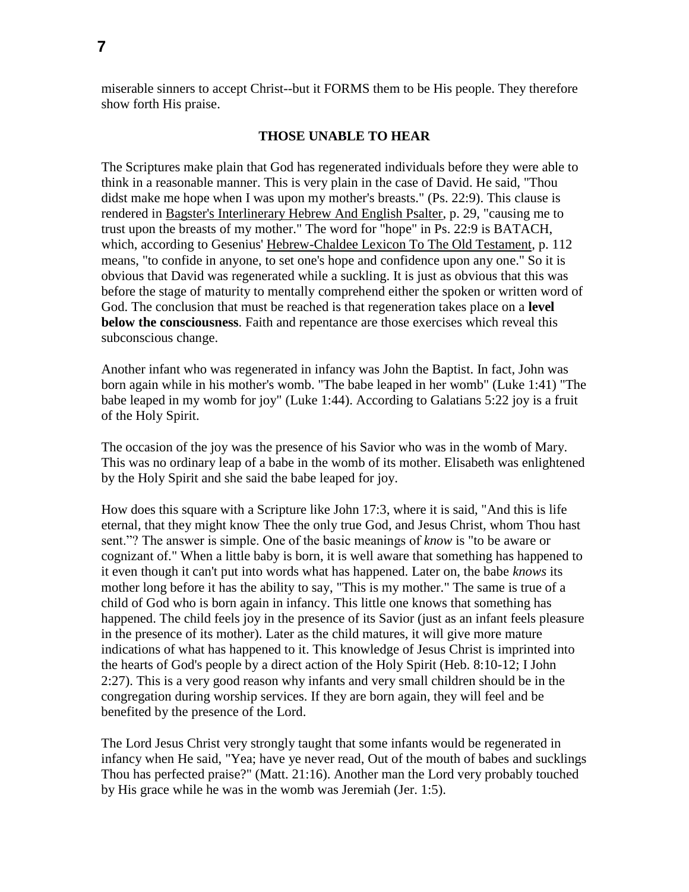miserable sinners to accept Christ--but it FORMS them to be His people. They therefore show forth His praise.

### THOSE UNABLE TO HEAR

The Scriptures make plain that God has regenerated individuals before they were able to think in a reasonable manner. This is very plain in the case of David. He said, "Thou didst make me hope when I was upon my mother's breasts." (Ps. 22:9). This clause is rendered in Bagster's Interlinerary Hebrew And English Psalter, p. 29, "causing me to trust upon the breasts of my mother." The word for "hope" in Ps. 22:9 is BATACH, which, according to Gesenius' Hebrew-Chaldee Lexicon To The Old Testament, p. 112 means, "to confide in anyone, to set one's hope and confidence upon any one." So it is obvious that David was regenerated while a suckling. It is just as obvious that this was before the stage of maturity to mentally comprehend either the spoken or written word of God. The conclusion that must be reached is that regeneration takes place on a **level below the consciousness**. Faith and repentance are those exercises which reveal this subconscious change.

Another infant who was regenerated in infancy was John the Baptist. In fact, John was born again while in his mother's womb. "The babe leaped in her womb" (Luke 1:41) "The babe leaped in my womb for joy" (Luke 1:44). According to Galatians 5:22 joy is a fruit of the Holy Spirit.

The occasion of the joy was the presence of his Savior who was in the womb of Mary. This was no ordinary leap of a babe in the womb of its mother. Elisabeth was enlightened by the Holy Spirit and she said the babe leaped for joy.

How does this square with a Scripture like John 17:3, where it is said, "And this is life eternal, that they might know Thee the only true God, and Jesus Christ, whom Thou hast sent."? The answer is simple. One of the basic meanings of *know* is "to be aware or cognizant of." When a little baby is born, it is well aware that something has happened to it even though it can't put into words what has happened. Later on, the babe *knows* its mother long before it has the ability to say, "This is my mother." The same is true of a child of God who is born again in infancy. This little one knows that something has happened. The child feels joy in the presence of its Savior (just as an infant feels pleasure in the presence of its mother). Later as the child matures, it will give more mature indications of what has happened to it. This knowledge of Jesus Christ is imprinted into the hearts of God's people by a direct action of the Holy Spirit (Heb. 8:10-12; I John 2:27). This is a very good reason why infants and very small children should be in the congregation during worship services. If they are born again, they will feel and be benefited by the presence of the Lord.

The Lord Jesus Christ very strongly taught that some infants would be regenerated in infancy when He said, "Yea; have ye never read, Out of the mouth of babes and sucklings Thou has perfected praise?" (Matt. 21:16). Another man the Lord very probably touched by His grace while he was in the womb was Jeremiah (Jer. 1:5).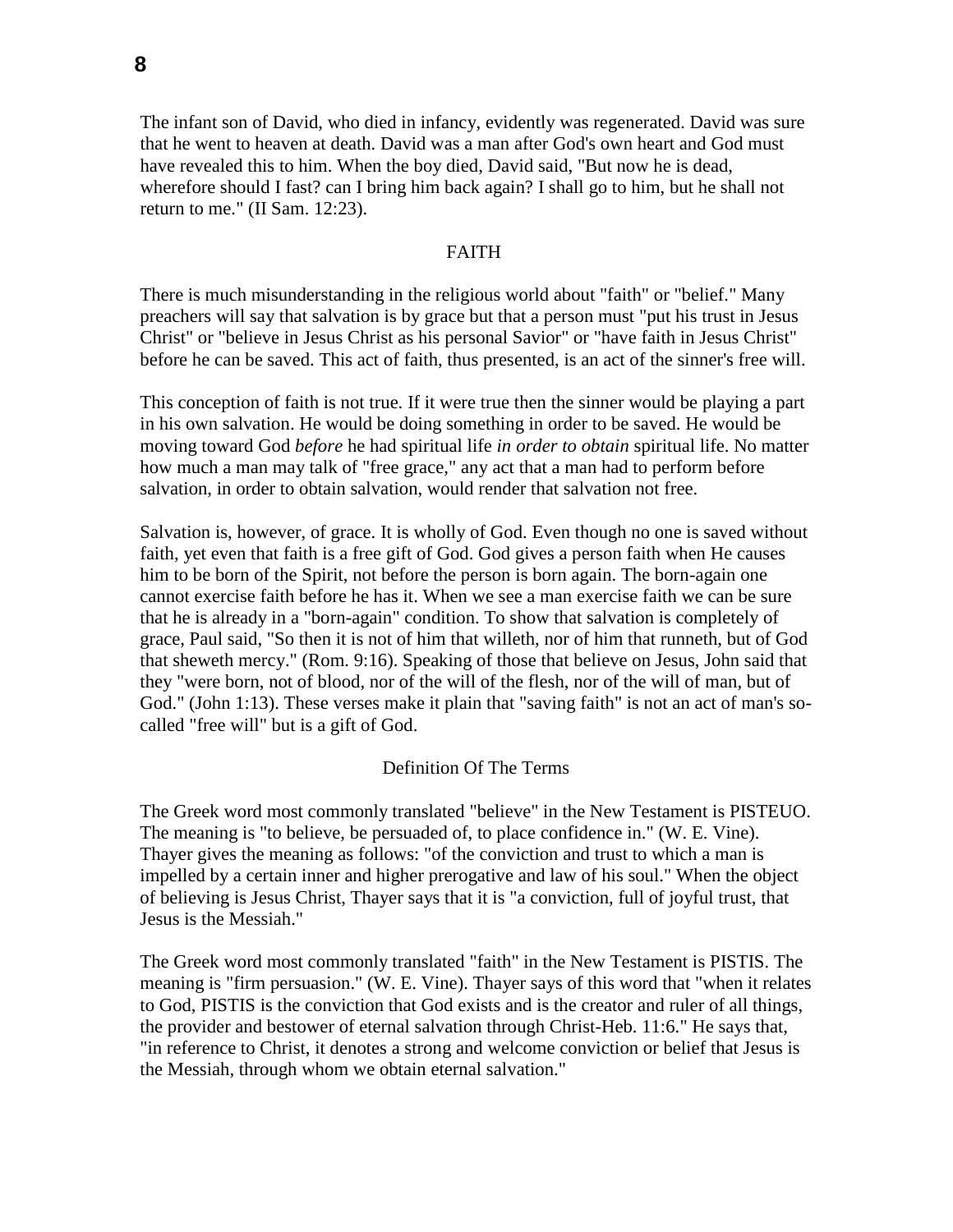The infant son of David, who died in infancy, evidently was regenerated. David was sure that he went to heaven at death. David was a man after God's own heart and God must have revealed this to him. When the boy died, David said, "But now he is dead, wherefore should I fast? can I bring him back again? I shall go to him, but he shall not return to me." (II Sam. 12:23).

## FAITH

There is much misunderstanding in the religious world about "faith" or "belief." Many preachers will say that salvation is by grace but that a person must "put his trust in Jesus Christ" or "believe in Jesus Christ as his personal Savior" or "have faith in Jesus Christ" before he can be saved. This act of faith, thus presented, is an act of the sinner's free will.

This conception of faith is not true. If it were true then the sinner would be playing a part in his own salvation. He would be doing something in order to be saved. He would be moving toward God *before* he had spiritual life *in order to obtain* spiritual life. No matter how much a man may talk of "free grace," any act that a man had to perform before salvation, in order to obtain salvation, would render that salvation not free.

Salvation is, however, of grace. It is wholly of God. Even though no one is saved without faith, yet even that faith is a free gift of God. God gives a person faith when He causes him to be born of the Spirit, not before the person is born again. The born-again one cannot exercise faith before he has it. When we see a man exercise faith we can be sure that he is already in a "born-again" condition. To show that salvation is completely of grace, Paul said, "So then it is not of him that willeth, nor of him that runneth, but of God that sheweth mercy." (Rom. 9:16). Speaking of those that believe on Jesus, John said that they "were born, not of blood, nor of the will of the flesh, nor of the will of man, but of God." (John 1:13). These verses make it plain that "saving faith" is not an act of man's so-called "free will" but is a gift of God.

### Definition Of The Terms

The Greek word most commonly translated "believe" in the New Testament is PISTEUO. The meaning is "to believe, be persuaded of, to place confidence in." (W. E. Vine). Thayer gives the meaning as follows: "of the conviction and trust to which a man is impelled by a certain inner and higher prerogative and law of his soul." When the object of believing is Jesus Christ, Thayer says that it is "a conviction, full of joyful trust, that Jesus is the Messiah."

The Greek word most commonly translated "faith" in the New Testament is PISTIS. The meaning is "firm persuasion." (W. E. Vine). Thayer says of this word that "when it relates to God, PISTIS is the conviction that God exists and is the creator and ruler of all things, the provider and bestower of eternal salvation through Christ-Heb. 11:6." He says that, "in reference to Christ, it denotes a strong and welcome conviction or belief that Jesus is the Messiah, through whom we obtain eternal salvation."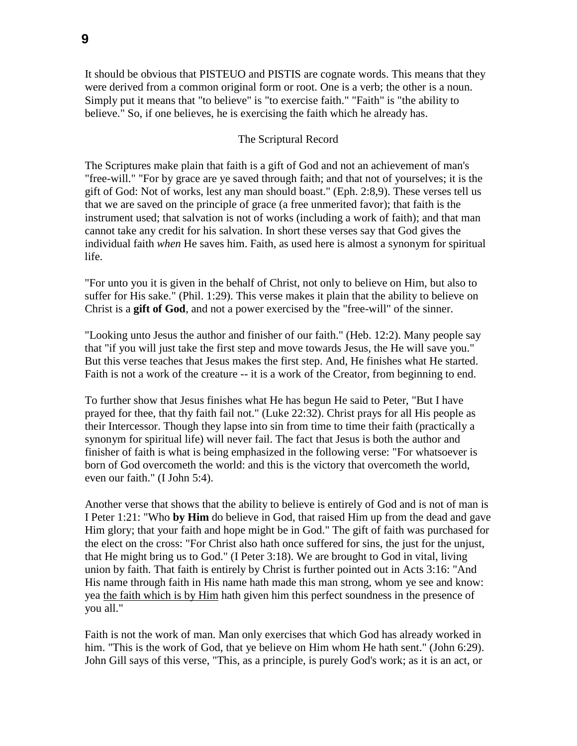It should be obvious that PISTEUO and PISTIS are cognate words. This means that they were derived from a common original form or root. One is a verb; the other is a noun. Simply put it means that "to believe" is "to exercise faith." "Faith" is "the ability to believe." So, if one believes, he is exercising the faith which he already has.

## The Scriptural Record

The Scriptures make plain that faith is a gift of God and not an achievement of man's "free-will." "For by grace are ye saved through faith; and that not of yourselves; it is the gift of God: Not of works, lest any man should boast." (Eph. 2:8,9). These verses tell us that we are saved on the principle of grace (a free unmerited favor); that faith is the instrument used; that salvation is not of works (including a work of faith); and that man cannot take any credit for his salvation. In short these verses say that God gives the individual faith *when* He saves him. Faith, as used here is almost a synonym for spiritual life.

"For unto you it is given in the behalf of Christ, not only to believe on Him, but also to suffer for His sake." (Phil. 1:29). This verse makes it plain that the ability to believe on Christ is a **gift of God**, and not a power exercised by the "free-will" of the sinner.

"Looking unto Jesus the author and finisher of our faith." (Heb. 12:2). Many people say that "if you will just take the first step and move towards Jesus, the He will save you." But this verse teaches that Jesus makes the first step. And, He finishes what He started. Faith is not a work of the creature -- it is a work of the Creator, from beginning to end.

To further show that Jesus finishes what He has begun He said to Peter, "But I have prayed for thee, that thy faith fail not." (Luke 22:32). Christ prays for all His people as their Intercessor. Though they lapse into sin from time to time their faith (practically a synonym for spiritual life) will never fail. The fact that Jesus is both the author and finisher of faith is what is being emphasized in the following verse: "For whatsoever is born of God overcometh the world: and this is the victory that overcometh the world, even our faith." (I John 5:4).

Another verse that shows that the ability to believe is entirely of God and is not of man is I Peter 1:21: "Who **by Him** do believe in God, that raised Him up from the dead and gave Him glory; that your faith and hope might be in God." The gift of faith was purchased for the elect on the cross: "For Christ also hath once suffered for sins, the just for the unjust, that He might bring us to God." (I Peter 3:18). We are brought to God in vital, living union by faith. That faith is entirely by Christ is further pointed out in Acts 3:16: "And His name through faith in His name hath made this man strong, whom ye see and know: yea <u>the faith which is by Him</u> hath given him this perfect soundness in the presence of you all."

Faith is not the work of man. Man only exercises that which God has already worked in him. "This is the work of God, that ye believe on Him whom He hath sent." (John 6:29). John Gill says of this verse, "This, as a principle, is purely God's work; as it is an act, or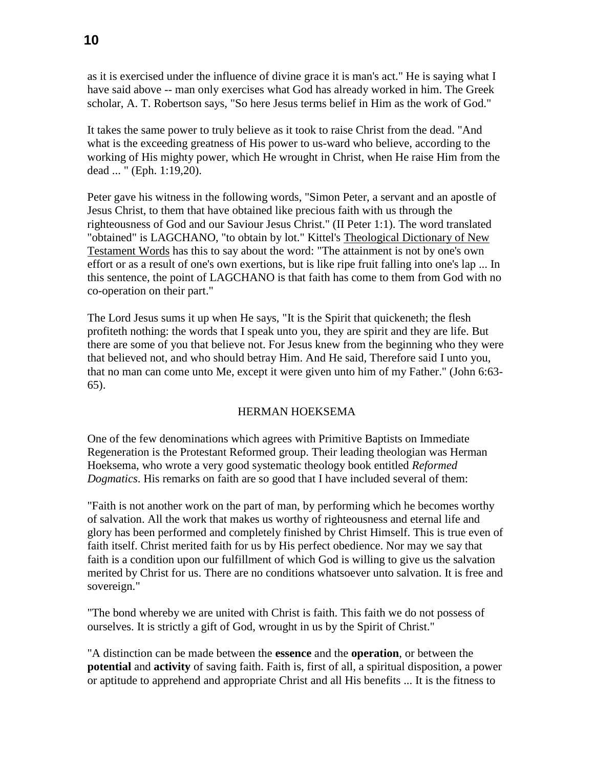as it is exercised under the influence of divine grace it is man's act." He is saying what I have said above -- man only exercises what God has already worked in him. The Greek scholar, A. T. Robertson says, "So here Jesus terms belief in Him as the work of God."

It takes the same power to truly believe as it took to raise Christ from the dead. "And what is the exceeding greatness of His power to us-ward who believe, according to the working of His mighty power, which He wrought in Christ, when He raise Him from the dead ... " (Eph. 1:19,20).

Peter gave his witness in the following words, "Simon Peter, a servant and an apostle of Jesus Christ, to them that have obtained like precious faith with us through the righteousness of God and our Saviour Jesus Christ." (II Peter 1:1). The word translated "obtained" is LAGCHANO, "to obtain by lot." Kittel's Theological Dictionary of New Testament Words has this to say about the word: "The attainment is not by one's own effort or as a result of one's own exertions, but is like ripe fruit falling into one's lap ... In this sentence, the point of LAGCHANO is that faith has come to them from God with no co-operation on their part."

The Lord Jesus sums it up when He says, "It is the Spirit that quickeneth; the flesh profiteth nothing: the words that I speak unto you, they are spirit and they are life. But there are some of you that believe not. For Jesus knew from the beginning who they were that believed not, and who should betray Him. And He said, Therefore said I unto you, that no man can come unto Me, except it were given unto him of my Father." (John 6:63-65).

## HERMAN HOEKSEMA

One of the few denominations which agrees with Primitive Baptists on Immediate Regeneration is the Protestant Reformed group. Their leading theologian was Herman Hoeksema, who wrote a very good systematic theology book entitled *Reformed Dogmatics*. His remarks on faith are so good that I have included several of them:

"Faith is not another work on the part of man, by performing which he becomes worthy of salvation. All the work that makes us worthy of righteousness and eternal life and glory has been performed and completely finished by Christ Himself. This is true even of faith itself. Christ merited faith for us by His perfect obedience. Nor may we say that faith is a condition upon our fulfillment of which God is willing to give us the salvation merited by Christ for us. There are no conditions whatsoever unto salvation. It is free and sovereign."

"The bond whereby we are united with Christ is faith. This faith we do not possess of ourselves. It is strictly a gift of God, wrought in us by the Spirit of Christ."

"A distinction can be made between the **essence** and the **operation**, or between the **potential** and **activity** of saving faith. Faith is, first of all, a spiritual disposition, a power or aptitude to apprehend and appropriate Christ and all His benefits ... It is the fitness to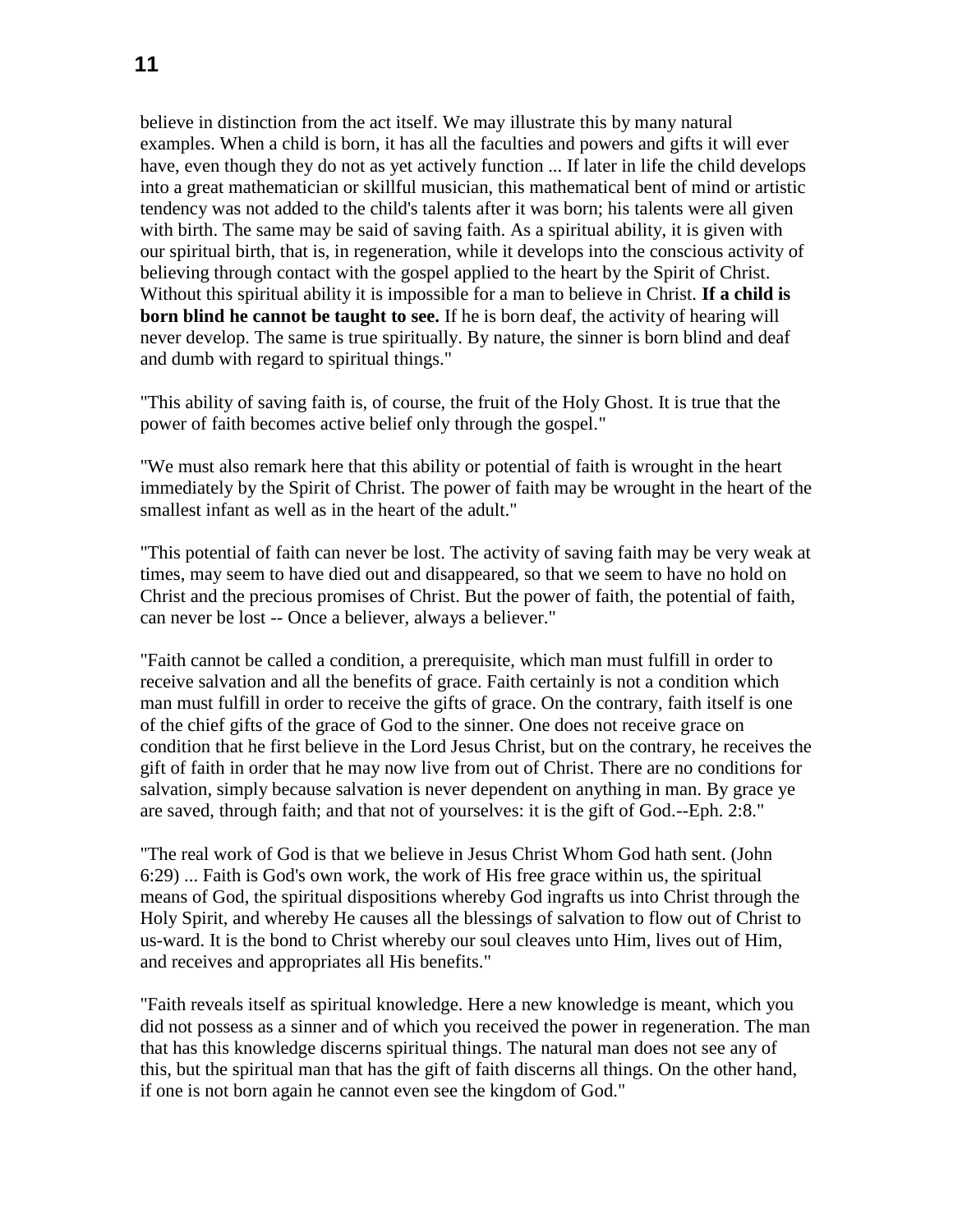believe in distinction from the act itself. We may illustrate this by many natural examples. When a child is born, it has all the faculties and powers and gifts it will ever have, even though they do not as yet actively function ... If later in life the child develops into a great mathematician or skillful musician, this mathematical bent of mind or artistic tendency was not added to the child's talents after it was born; his talents were all given with birth. The same may be said of saving faith. As a spiritual ability, it is given with our spiritual birth, that is, in regeneration, while it develops into the conscious activity of believing through contact with the gospel applied to the heart by the Spirit of Christ. Without this spiritual ability it is impossible for a man to believe in Christ. **If a child is born blind he cannot be taught to see.** If he is born deaf, the activity of hearing will never develop. The same is true spiritually. By nature, the sinner is born blind and deaf and dumb with regard to spiritual things."

"This ability of saving faith is, of course, the fruit of the Holy Ghost. It is true that the power of faith becomes active belief only through the gospel."

"We must also remark here that this ability or potential of faith is wrought in the heart immediately by the Spirit of Christ. The power of faith may be wrought in the heart of the smallest infant as well as in the heart of the adult."

"This potential of faith can never be lost. The activity of saving faith may be very weak at times, may seem to have died out and disappeared, so that we seem to have no hold on Christ and the precious promises of Christ. But the power of faith, the potential of faith, can never be lost -- Once a believer, always a believer."

"Faith cannot be called a condition, a prerequisite, which man must fulfill in order to receive salvation and all the benefits of grace. Faith certainly is not a condition which man must fulfill in order to receive the gifts of grace. On the contrary, faith itself is one of the chief gifts of the grace of God to the sinner. One does not receive grace on condition that he first believe in the Lord Jesus Christ, but on the contrary, he receives the gift of faith in order that he may now live from out of Christ. There are no conditions for salvation, simply because salvation is never dependent on anything in man. By grace ye are saved, through faith; and that not of yourselves: it is the gift of God.--Eph. 2:8."

"The real work of God is that we believe in Jesus Christ Whom God hath sent. (John 6:29) ... Faith is God's own work, the work of His free grace within us, the spiritual means of God, the spiritual dispositions whereby God ingrafts us into Christ through the Holy Spirit, and whereby He causes all the blessings of salvation to flow out of Christ to us-ward. It is the bond to Christ whereby our soul cleaves unto Him, lives out of Him, and receives and appropriates all His benefits."

"Faith reveals itself as spiritual knowledge. Here a new knowledge is meant, which you did not possess as a sinner and of which you received the power in regeneration. The man that has this knowledge discerns spiritual things. The natural man does not see any of this, but the spiritual man that has the gift of faith discerns all things. On the other hand, if one is not born again he cannot even see the kingdom of God."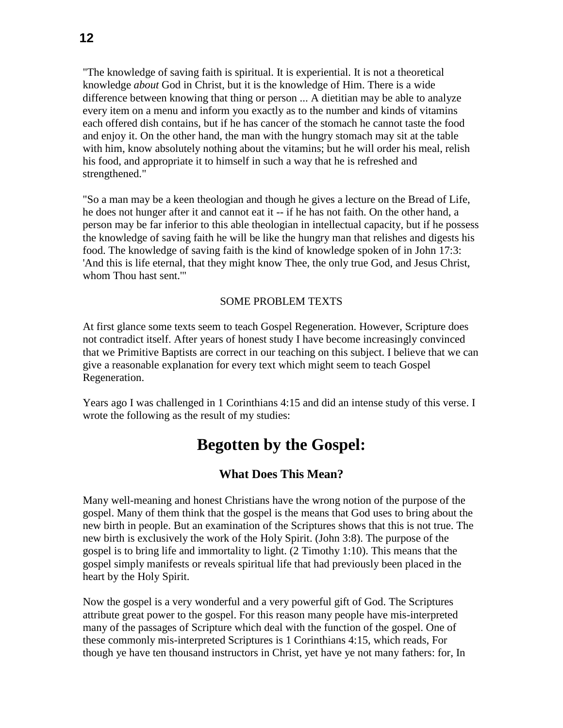"The knowledge of saving faith is spiritual. It is experiential. It is not a theoretical knowledge *about* God in Christ, but it is the knowledge of Him. There is a wide difference between knowing that thing or person ... A dietitian may be able to analyze every item on a menu and inform you exactly as to the number and kinds of vitamins each offered dish contains, but if he has cancer of the stomach he cannot taste the food and enjoy it. On the other hand, the man with the hungry stomach may sit at the table with him, know absolutely nothing about the vitamins; but he will order his meal, relish his food, and appropriate it to himself in such a way that he is refreshed and strengthened."

"So a man may be a keen theologian and though he gives a lecture on the Bread of Life, he does not hunger after it and cannot eat it -- if he has not faith. On the other hand, a person may be far inferior to this able theologian in intellectual capacity, but if he possess the knowledge of saving faith he will be like the hungry man that relishes and digests his food. The knowledge of saving faith is the kind of knowledge spoken of in John 17:3: 'And this is life eternal, that they might know Thee, the only true God, and Jesus Christ, whom Thou hast sent.'"

SOME PROBLEM TEXTS

At first glance some texts seem to teach Gospel Regeneration. However, Scripture does not contradict itself. After years of honest study I have become increasingly convinced that we Primitive Baptists are correct in our teaching on this subject. I believe that we can give a reasonable explanation for every text which might seem to teach Gospel Regeneration.

Years ago I was challenged in 1 Corinthians 4:15 and did an intense study of this verse. I wrote the following as the result of my studies:

# Begotten by the Gospel:

### What Does This Mean?

Many well-meaning and honest Christians have the wrong notion of the purpose of the gospel. Many of them think that the gospel is the means that God uses to bring about the new birth in people. But an examination of the Scriptures shows that this is not true. The new birth is exclusively the work of the Holy Spirit. (John 3:8). The purpose of the gospel is to bring life and immortality to light. (2 Timothy 1:10). This means that the gospel simply manifests or reveals spiritual life that had previously been placed in the heart by the Holy Spirit.

Now the gospel is a very wonderful and a very powerful gift of God. The Scriptures attribute great power to the gospel. For this reason many people have mis-interpreted many of the passages of Scripture which deal with the function of the gospel. One of these commonly mis-interpreted Scriptures is 1 Corinthians 4:15, which reads, For though ye have ten thousand instructors in Christ, yet have ye not many fathers: for, In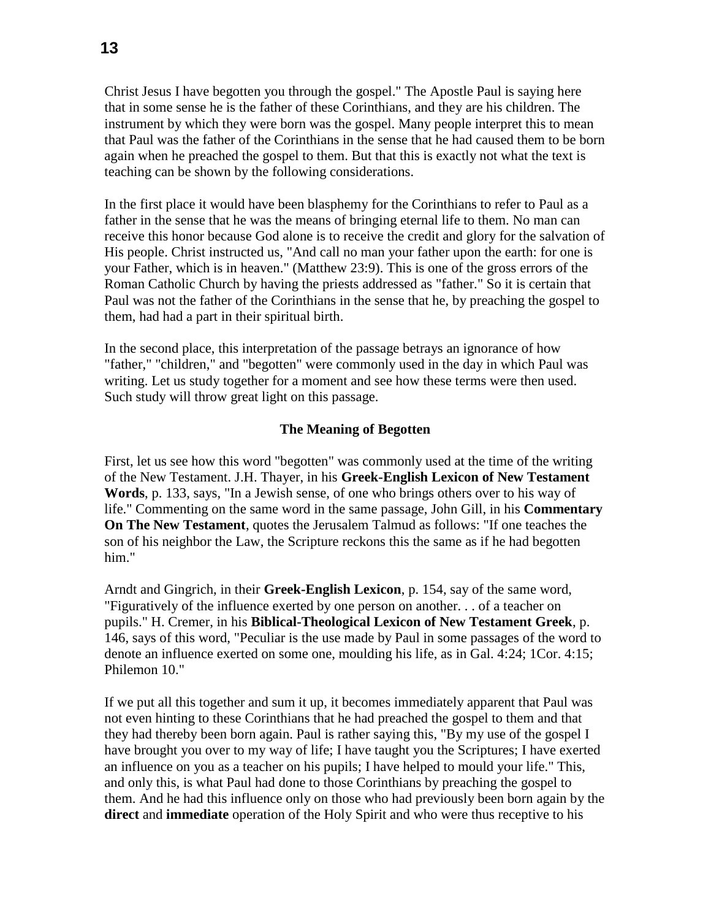Christ Jesus I have begotten you through the gospel." The Apostle Paul is saying here that in some sense he is the father of these Corinthians, and they are his children. The instrument by which they were born was the gospel. Many people interpret this to mean that Paul was the father of the Corinthians in the sense that he had caused them to be born again when he preached the gospel to them. But that this is exactly not what the text is teaching can be shown by the following considerations.

In the first place it would have been blasphemy for the Corinthians to refer to Paul as a father in the sense that he was the means of bringing eternal life to them. No man can receive this honor because God alone is to receive the credit and glory for the salvation of His people. Christ instructed us, "And call no man your father upon the earth: for one is your Father, which is in heaven." (Matthew 23:9). This is one of the gross errors of the Roman Catholic Church by having the priests addressed as "father." So it is certain that Paul was not the father of the Corinthians in the sense that he, by preaching the gospel to them, had had a part in their spiritual birth.

In the second place, this interpretation of the passage betrays an ignorance of how "father," "children," and "begotten" were commonly used in the day in which Paul was writing. Let us study together for a moment and see how these terms were then used. Such study will throw great light on this passage.

### The Meaning of Begotten

First, let us see how this word "begotten" was commonly used at the time of the writing of the New Testament. J.H. Thayer, in his **Greek-English Lexicon of New Testament Words**, p. 133, says, "In a Jewish sense, of one who brings others over to his way of life." Commenting on the same word in the same passage, John Gill, in his **Commentary On The New Testament**, quotes the Jerusalem Talmud as follows: "If one teaches the son of his neighbor the Law, the Scripture reckons this the same as if he had begotten him."

Arndt and Gingrich, in their **Greek-English Lexicon**, p. 154, say of the same word, "Figuratively of the influence exerted by one person on another. . . of a teacher on pupils." H. Cremer, in his **Biblical-Theological Lexicon of New Testament Greek**, p. 146, says of this word, "Peculiar is the use made by Paul in some passages of the word to denote an influence exerted on some one, moulding his life, as in Gal. 4:24; 1Cor. 4:15; Philemon 10."

If we put all this together and sum it up, it becomes immediately apparent that Paul was not even hinting to these Corinthians that he had preached the gospel to them and that they had thereby been born again. Paul is rather saying this, "By my use of the gospel I have brought you over to my way of life; I have taught you the Scriptures; I have exerted an influence on you as a teacher on his pupils; I have helped to mould your life." This, and only this, is what Paul had done to those Corinthians by preaching the gospel to them. And he had this influence only on those who had previously been born again by the **direct** and **immediate** operation of the Holy Spirit and who were thus receptive to his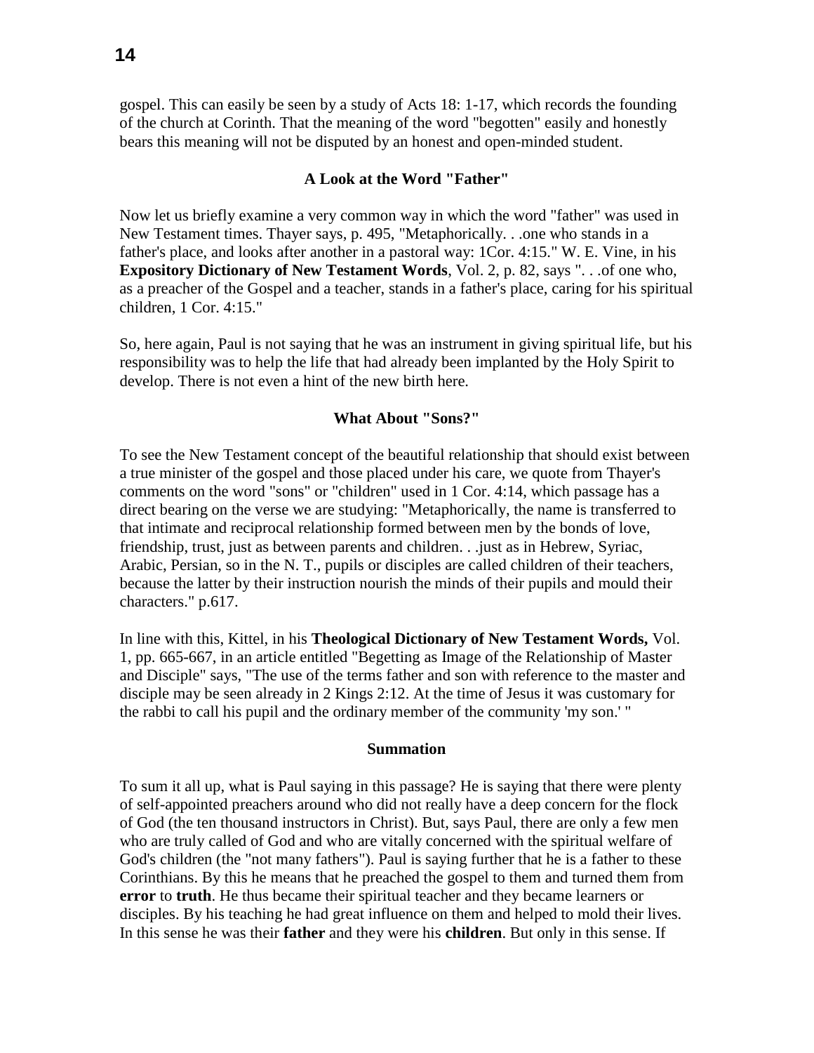gospel. This can easily be seen by a study of Acts 18: 1-17, which records the founding of the church at Corinth. That the meaning of the word "begotten" easily and honestly bears this meaning will not be disputed by an honest and open-minded student.

### A Look at the Word "Father"

Now let us briefly examine a very common way in which the word "father" was used in New Testament times. Thayer says, p. 495, "Metaphorically. . .one who stands in a father's place, and looks after another in a pastoral way: 1Cor. 4:15." W. E. Vine, in his **Expository Dictionary of New Testament Words**, Vol. 2, p. 82, says ". . .of one who, as a preacher of the Gospel and a teacher, stands in a father's place, caring for his spiritual children, 1 Cor. 4:15."

So, here again, Paul is not saying that he was an instrument in giving spiritual life, but his responsibility was to help the life that had already been implanted by the Holy Spirit to develop. There is not even a hint of the new birth here.

### What About "Sons?"

To see the New Testament concept of the beautiful relationship that should exist between a true minister of the gospel and those placed under his care, we quote from Thayer's comments on the word "sons" or "children" used in 1 Cor. 4:14, which passage has a direct bearing on the verse we are studying: "Metaphorically, the name is transferred to that intimate and reciprocal relationship formed between men by the bonds of love, friendship, trust, just as between parents and children. . .just as in Hebrew, Syriac, Arabic, Persian, so in the N. T., pupils or disciples are called children of their teachers, because the latter by their instruction nourish the minds of their pupils and mould their characters." p.617.

In line with this, Kittel, in his **Theological Dictionary of New Testament Words,** Vol. 1, pp. 665-667, in an article entitled "Begetting as Image of the Relationship of Master and Disciple" says, "The use of the terms father and son with reference to the master and disciple may be seen already in 2 Kings 2:12. At the time of Jesus it was customary for the rabbi to call his pupil and the ordinary member of the community 'my son.' "

### Summation

To sum it all up, what is Paul saying in this passage? He is saying that there were plenty of self-appointed preachers around who did not really have a deep concern for the flock of God (the ten thousand instructors in Christ). But, says Paul, there are only a few men who are truly called of God and who are vitally concerned with the spiritual welfare of God's children (the "not many fathers"). Paul is saying further that he is a father to these Corinthians. By this he means that he preached the gospel to them and turned them from **error** to **truth**. He thus became their spiritual teacher and they became learners or disciples. By his teaching he had great influence on them and helped to mold their lives. In this sense he was their **father** and they were his **children**. But only in this sense. If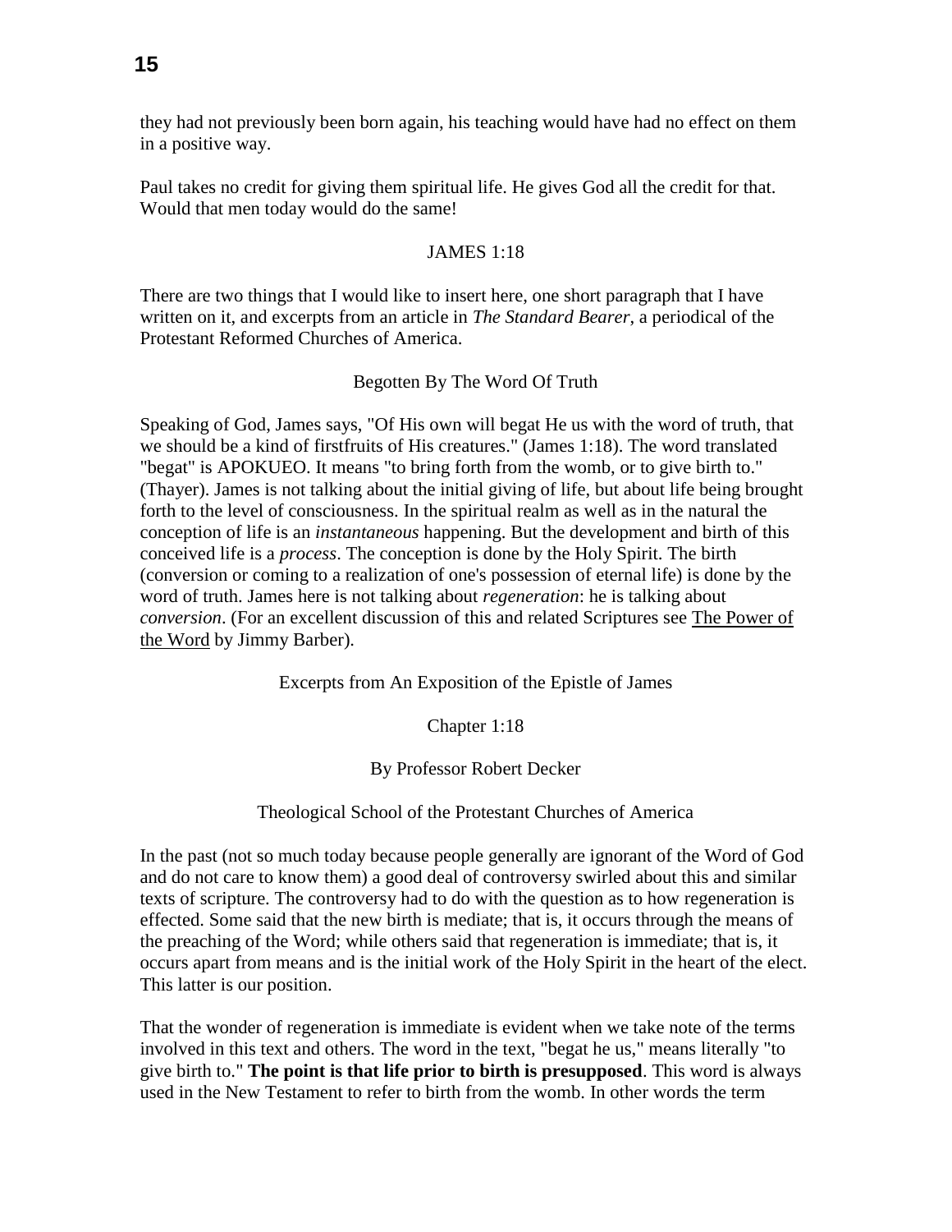they had not previously been born again, his teaching would have had no effect on them in a positive way.

Paul takes no credit for giving them spiritual life. He gives God all the credit for that. Would that men today would do the same!

## JAMES 1:18

There are two things that I would like to insert here, one short paragraph that I have written on it, and excerpts from an article in *The Standard Bearer*, a periodical of the Protestant Reformed Churches of America.

### Begotten By The Word Of Truth

Speaking of God, James says, "Of His own will begat He us with the word of truth, that we should be a kind of firstfruits of His creatures." (James 1:18). The word translated "begat" is APOKUEO. It means "to bring forth from the womb, or to give birth to." (Thayer). James is not talking about the initial giving of life, but about life being brought forth to the level of consciousness. In the spiritual realm as well as in the natural the conception of life is an *instantaneous* happening. But the development and birth of this conceived life is a *process*. The conception is done by the Holy Spirit. The birth (conversion or coming to a realization of one's possession of eternal life) is done by the word of truth. James here is not talking about *regeneration*: he is talking about *conversion*. (For an excellent discussion of this and related Scriptures see The Power of the Word by Jimmy Barber).

### Excerpts from An Exposition of the Epistle of James

Chapter 1:18

By Professor Robert Decker

Theological School of the Protestant Churches of America

In the past (not so much today because people generally are ignorant of the Word of God and do not care to know them) a good deal of controversy swirled about this and similar texts of scripture. The controversy had to do with the question as to how regeneration is effected. Some said that the new birth is mediate; that is, it occurs through the means of the preaching of the Word; while others said that regeneration is immediate; that is, it occurs apart from means and is the initial work of the Holy Spirit in the heart of the elect. This latter is our position.

That the wonder of regeneration is immediate is evident when we take note of the terms involved in this text and others. The word in the text, "begat he us," means literally "to give birth to." **The point is that life prior to birth is presupposed**. This word is always used in the New Testament to refer to birth from the womb. In other words the term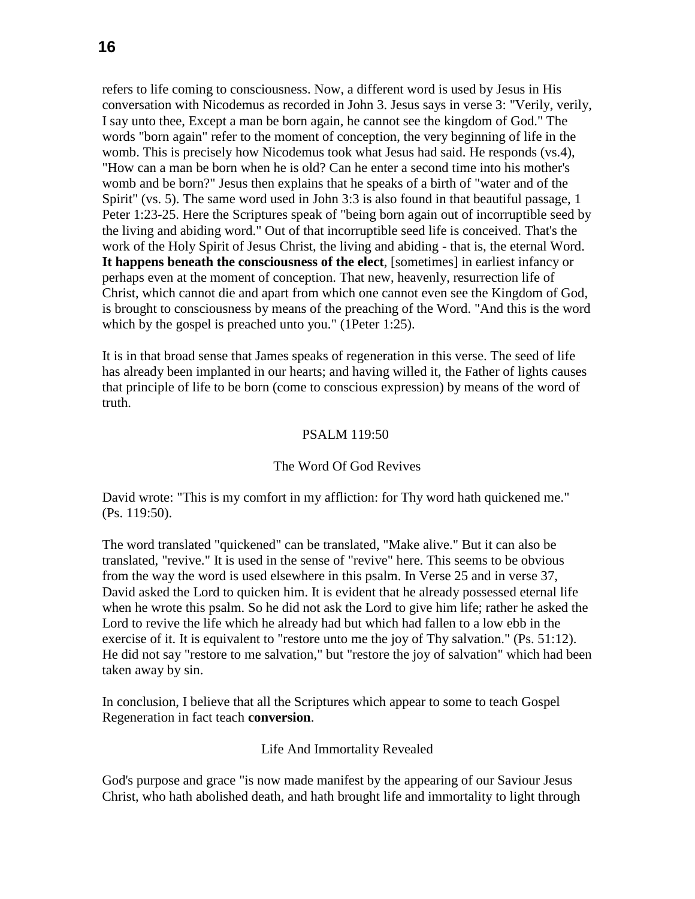refers to life coming to consciousness. Now, a different word is used by Jesus in His conversation with Nicodemus as recorded in John 3. Jesus says in verse 3: "Verily, verily, I say unto thee, Except a man be born again, he cannot see the kingdom of God." The words "born again" refer to the moment of conception, the very beginning of life in the womb. This is precisely how Nicodemus took what Jesus had said. He responds (vs.4), "How can a man be born when he is old? Can he enter a second time into his mother's womb and be born?" Jesus then explains that he speaks of a birth of "water and of the Spirit" (vs. 5). The same word used in John 3:3 is also found in that beautiful passage, 1 Peter 1:23-25. Here the Scriptures speak of "being born again out of incorruptible seed by the living and abiding word." Out of that incorruptible seed life is conceived. That's the work of the Holy Spirit of Jesus Christ, the living and abiding - that is, the eternal Word. **It happens beneath the consciousness of the elect**, [sometimes] in earliest infancy or perhaps even at the moment of conception. That new, heavenly, resurrection life of Christ, which cannot die and apart from which one cannot even see the Kingdom of God, is brought to consciousness by means of the preaching of the Word. "And this is the word which by the gospel is preached unto you." (1Peter 1:25).

It is in that broad sense that James speaks of regeneration in this verse. The seed of life has already been implanted in our hearts; and having willed it, the Father of lights causes that principle of life to be born (come to conscious expression) by means of the word of truth.

## PSALM 119:50

### The Word Of God Revives

David wrote: "This is my comfort in my affliction: for Thy word hath quickened me." (Ps. 119:50).

The word translated "quickened" can be translated, "Make alive." But it can also be translated, "revive." It is used in the sense of "revive" here. This seems to be obvious from the way the word is used elsewhere in this psalm. In Verse 25 and in verse 37, David asked the Lord to quicken him. It is evident that he already possessed eternal life when he wrote this psalm. So he did not ask the Lord to give him life; rather he asked the Lord to revive the life which he already had but which had fallen to a low ebb in the exercise of it. It is equivalent to "restore unto me the joy of Thy salvation." (Ps. 51:12). He did not say "restore to me salvation," but "restore the joy of salvation" which had been taken away by sin.

In conclusion, I believe that all the Scriptures which appear to some to teach Gospel Regeneration in fact teach **conversion**.

### Life And Immortality Revealed

God's purpose and grace "is now made manifest by the appearing of our Saviour Jesus Christ, who hath abolished death, and hath brought life and immortality to light through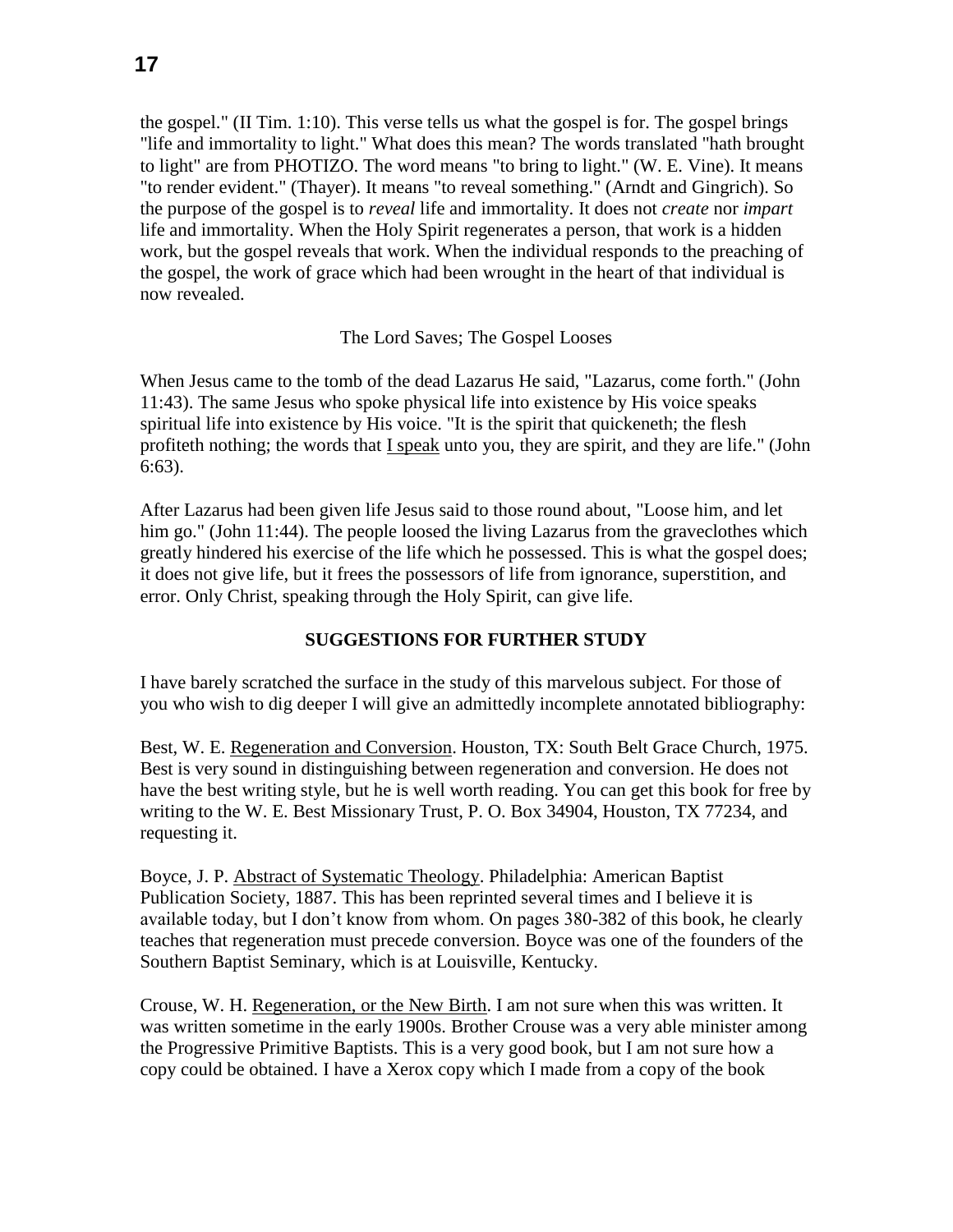the gospel." (II Tim. 1:10). This verse tells us what the gospel is for. The gospel brings "life and immortality to light." What does this mean? The words translated "hath brought to light" are from PHOTIZO. The word means "to bring to light." (W. E. Vine). It means "to render evident." (Thayer). It means "to reveal something." (Arndt and Gingrich). So the purpose of the gospel is to *reveal* life and immortality. It does not *create* nor *impart* life and immortality. When the Holy Spirit regenerates a person, that work is a hidden work, but the gospel reveals that work. When the individual responds to the preaching of the gospel, the work of grace which had been wrought in the heart of that individual is now revealed.

The Lord Saves; The Gospel Looses

When Jesus came to the tomb of the dead Lazarus He said, "Lazarus, come forth." (John 11:43). The same Jesus who spoke physical life into existence by His voice speaks spiritual life into existence by His voice. "It is the spirit that quickeneth; the flesh profiteth nothing; the words that <u>I speak</u> unto you, they are spirit, and they are life." (John 6:63).

After Lazarus had been given life Jesus said to those round about, "Loose him, and let him go." (John 11:44). The people loosed the living Lazarus from the graveclothes which greatly hindered his exercise of the life which he possessed. This is what the gospel does; it does not give life, but it frees the possessors of life from ignorance, superstition, and error. Only Christ, speaking through the Holy Spirit, can give life.

## SUGGESTIONS FOR FURTHER STUDY

I have barely scratched the surface in the study of this marvelous subject. For those of you who wish to dig deeper I will give an admittedly incomplete annotated bibliography:

Best, W. E. <u>Regeneration and Conversion</u>. Houston, TX: South Belt Grace Church, 1975. Best is very sound in distinguishing between regeneration and conversion. He does not have the best writing style, but he is well worth reading. You can get this book for free by writing to the W. E. Best Missionary Trust, P. O. Box 34904, Houston, TX 77234, and requesting it.

Boyce, J. P. <u>Abstract of Systematic Theology</u>. Philadelphia: American Baptist Publication Society, 1887. This has been reprinted several times and I believe it is available today, but I don't know from whom. On pages 380-382 of this book, he clearly teaches that regeneration must precede conversion. Boyce was one of the founders of the Southern Baptist Seminary, which is at Louisville, Kentucky.

Crouse, W. H. <u>Regeneration, or the New Birth</u>. I am not sure when this was written. It was written sometime in the early 1900s. Brother Crouse was a very able minister among the Progressive Primitive Baptists. This is a very good book, but I am not sure how a copy could be obtained. I have a Xerox copy which I made from a copy of the book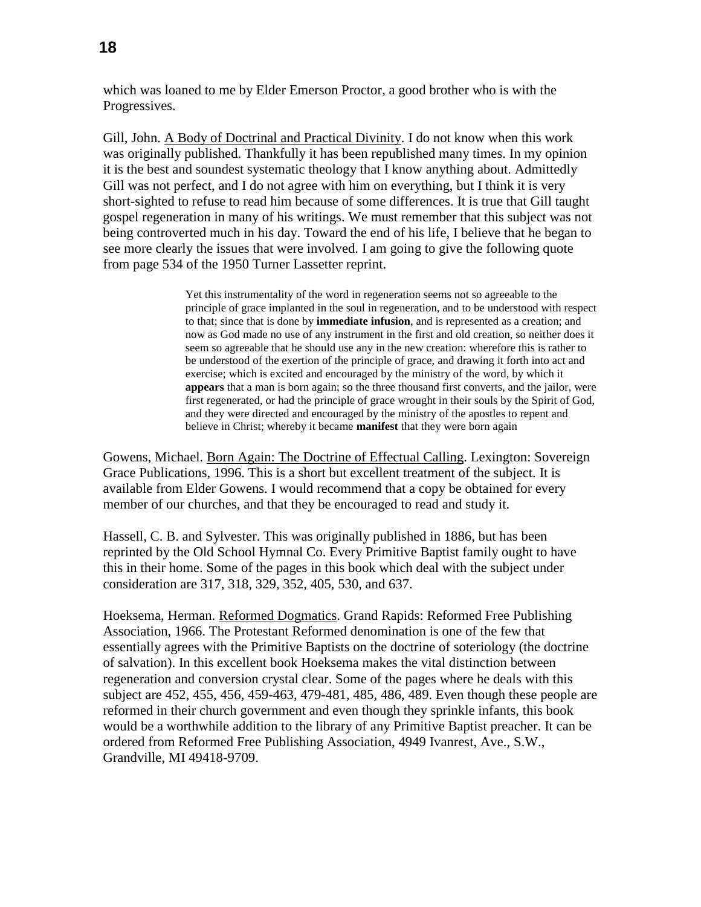which was loaned to me by Elder Emerson Proctor, a good brother who is with the Progressives.

Gill, John. A Body of Doctrinal and Practical Divinity. I do not know when this work was originally published. Thankfully it has been republished many times. In my opinion it is the best and soundest systematic theology that I know anything about. Admittedly Gill was not perfect, and I do not agree with him on everything, but I think it is very short-sighted to refuse to read him because of some differences. It is true that Gill taught gospel regeneration in many of his writings. We must remember that this subject was not being controverted much in his day. Toward the end of his life, I believe that he began to see more clearly the issues that were involved. I am going to give the following quote from page 534 of the 1950 Turner Lassetter reprint.

> Yet this instrumentality of the word in regeneration seems not so agreeable to the principle of grace implanted in the soul in regeneration, and to be understood with respect to that; since that is done by **immediate infusion**, and is represented as a creation; and now as God made no use of any instrument in the first and old creation, so neither does it seem so agreeable that he should use any in the new creation: wherefore this is rather to be understood of the exertion of the principle of grace, and drawing it forth into act and exercise; which is excited and encouraged by the ministry of the word, by which it **appears** that a man is born again; so the three thousand first converts, and the jailor, were first regenerated, or had the principle of grace wrought in their souls by the Spirit of God, and they were directed and encouraged by the ministry of the apostles to repent and believe in Christ; whereby it became **manifest** that they were born again

Gowens, Michael. Born Again: The Doctrine of Effectual Calling. Lexington: Sovereign Grace Publications, 1996. This is a short but excellent treatment of the subject. It is available from Elder Gowens. I would recommend that a copy be obtained for every member of our churches, and that they be encouraged to read and study it.

Hassell, C. B. and Sylvester. This was originally published in 1886, but has been reprinted by the Old School Hymnal Co. Every Primitive Baptist family ought to have this in their home. Some of the pages in this book which deal with the subject under consideration are 317, 318, 329, 352, 405, 530, and 637.

Hoeksema, Herman. Reformed Dogmatics. Grand Rapids: Reformed Free Publishing Association, 1966. The Protestant Reformed denomination is one of the few that essentially agrees with the Primitive Baptists on the doctrine of soteriology (the doctrine of salvation). In this excellent book Hoeksema makes the vital distinction between regeneration and conversion crystal clear. Some of the pages where he deals with this subject are 452, 455, 456, 459-463, 479-481, 485, 486, 489. Even though these people are reformed in their church government and even though they sprinkle infants, this book would be a worthwhile addition to the library of any Primitive Baptist preacher. It can be ordered from Reformed Free Publishing Association, 4949 Ivanrest, Ave., S.W., Grandville, MI 49418-9709.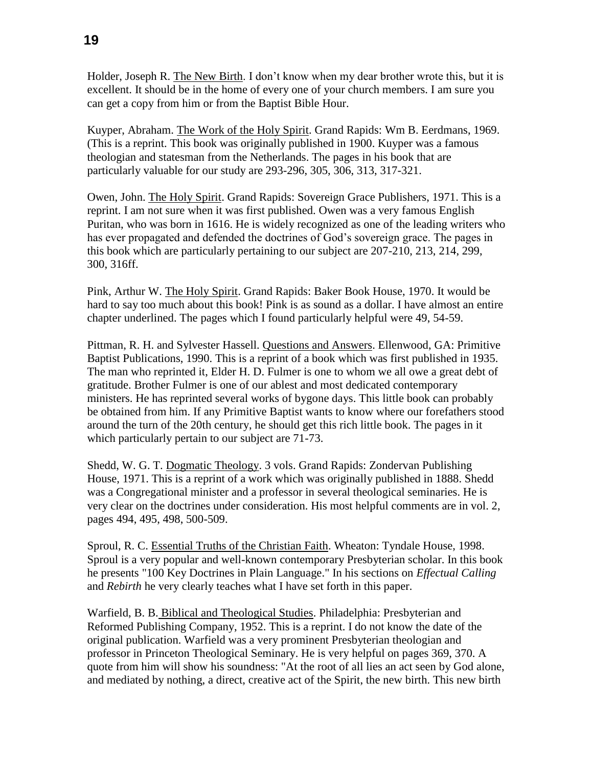Holder, Joseph R. The New Birth. I don't know when my dear brother wrote this, but it is excellent. It should be in the home of every one of your church members. I am sure you can get a copy from him or from the Baptist Bible Hour.

Kuyper, Abraham. The Work of the Holy Spirit. Grand Rapids: Wm B. Eerdmans, 1969. (This is a reprint. This book was originally published in 1900. Kuyper was a famous theologian and statesman from the Netherlands. The pages in his book that are particularly valuable for our study are 293-296, 305, 306, 313, 317-321.

Owen, John. The Holy Spirit. Grand Rapids: Sovereign Grace Publishers, 1971. This is a reprint. I am not sure when it was first published. Owen was a very famous English Puritan, who was born in 1616. He is widely recognized as one of the leading writers who has ever propagated and defended the doctrines of God's sovereign grace. The pages in this book which are particularly pertaining to our subject are 207-210, 213, 214, 299, 300, 316ff.

Pink, Arthur W. The Holy Spirit. Grand Rapids: Baker Book House, 1970. It would be hard to say too much about this book! Pink is as sound as a dollar. I have almost an entire chapter underlined. The pages which I found particularly helpful were 49, 54-59.

Pittman, R. H. and Sylvester Hassell. Questions and Answers. Ellenwood, GA: Primitive Baptist Publications, 1990. This is a reprint of a book which was first published in 1935. The man who reprinted it, Elder H. D. Fulmer is one to whom we all owe a great debt of gratitude. Brother Fulmer is one of our ablest and most dedicated contemporary ministers. He has reprinted several works of bygone days. This little book can probably be obtained from him. If any Primitive Baptist wants to know where our forefathers stood around the turn of the 20th century, he should get this rich little book. The pages in it which particularly pertain to our subject are 71-73.

Shedd, W. G. T. Dogmatic Theology. 3 vols. Grand Rapids: Zondervan Publishing House, 1971. This is a reprint of a work which was originally published in 1888. Shedd was a Congregational minister and a professor in several theological seminaries. He is very clear on the doctrines under consideration. His most helpful comments are in vol. 2, pages 494, 495, 498, 500-509.

Sproul, R. C. Essential Truths of the Christian Faith. Wheaton: Tyndale House, 1998. Sproul is a very popular and well-known contemporary Presbyterian scholar. In this book he presents "100 Key Doctrines in Plain Language." In his sections on *Effectual Calling* and *Rebirth* he very clearly teaches what I have set forth in this paper.

Warfield, B. B. Biblical and Theological Studies. Philadelphia: Presbyterian and Reformed Publishing Company, 1952. This is a reprint. I do not know the date of the original publication. Warfield was a very prominent Presbyterian theologian and professor in Princeton Theological Seminary. He is very helpful on pages 369, 370. A quote from him will show his soundness: "At the root of all lies an act seen by God alone, and mediated by nothing, a direct, creative act of the Spirit, the new birth. This new birth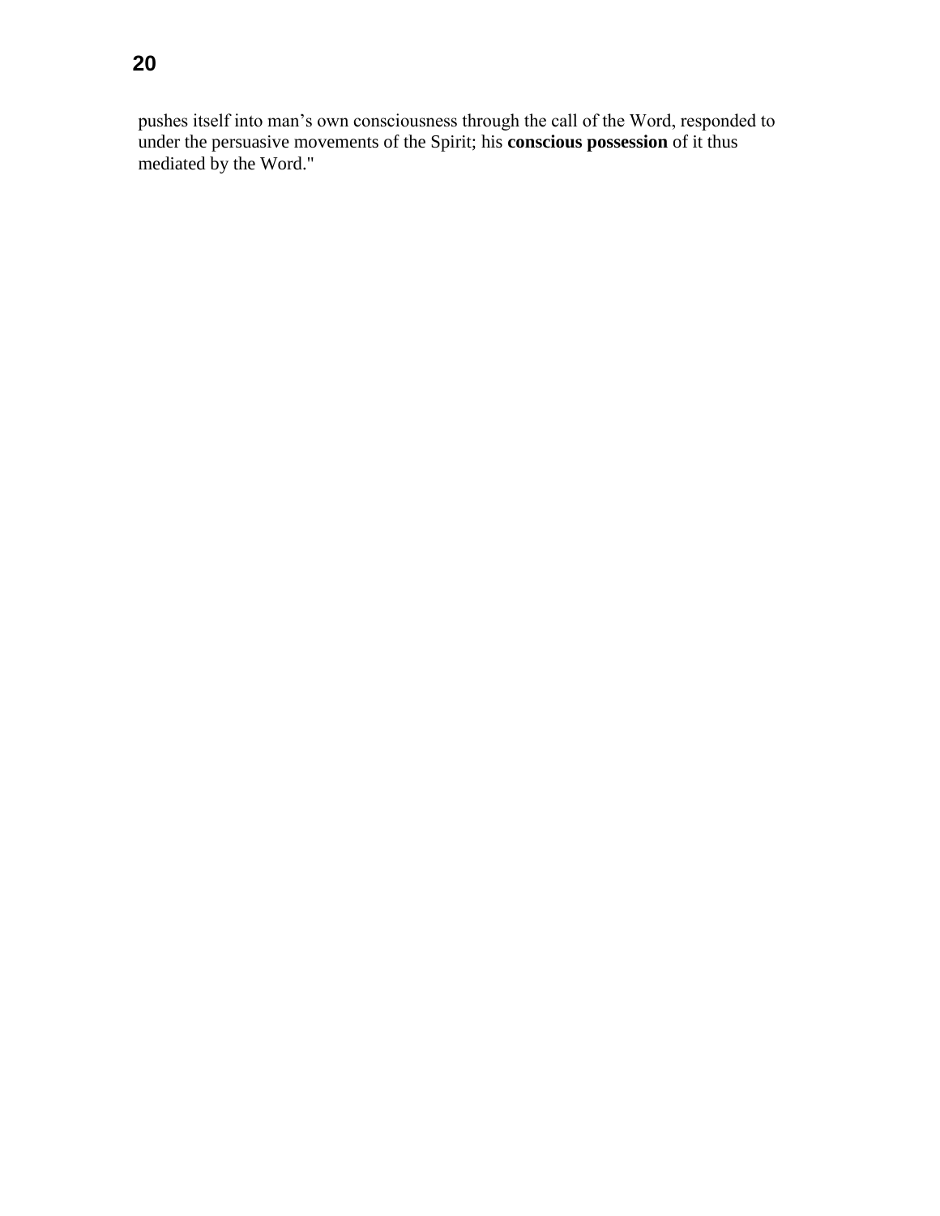pushes itself into man's own consciousness through the call of the Word, responded to under the persuasive movements of the Spirit; his **conscious possession** of it thus mediated by the Word."